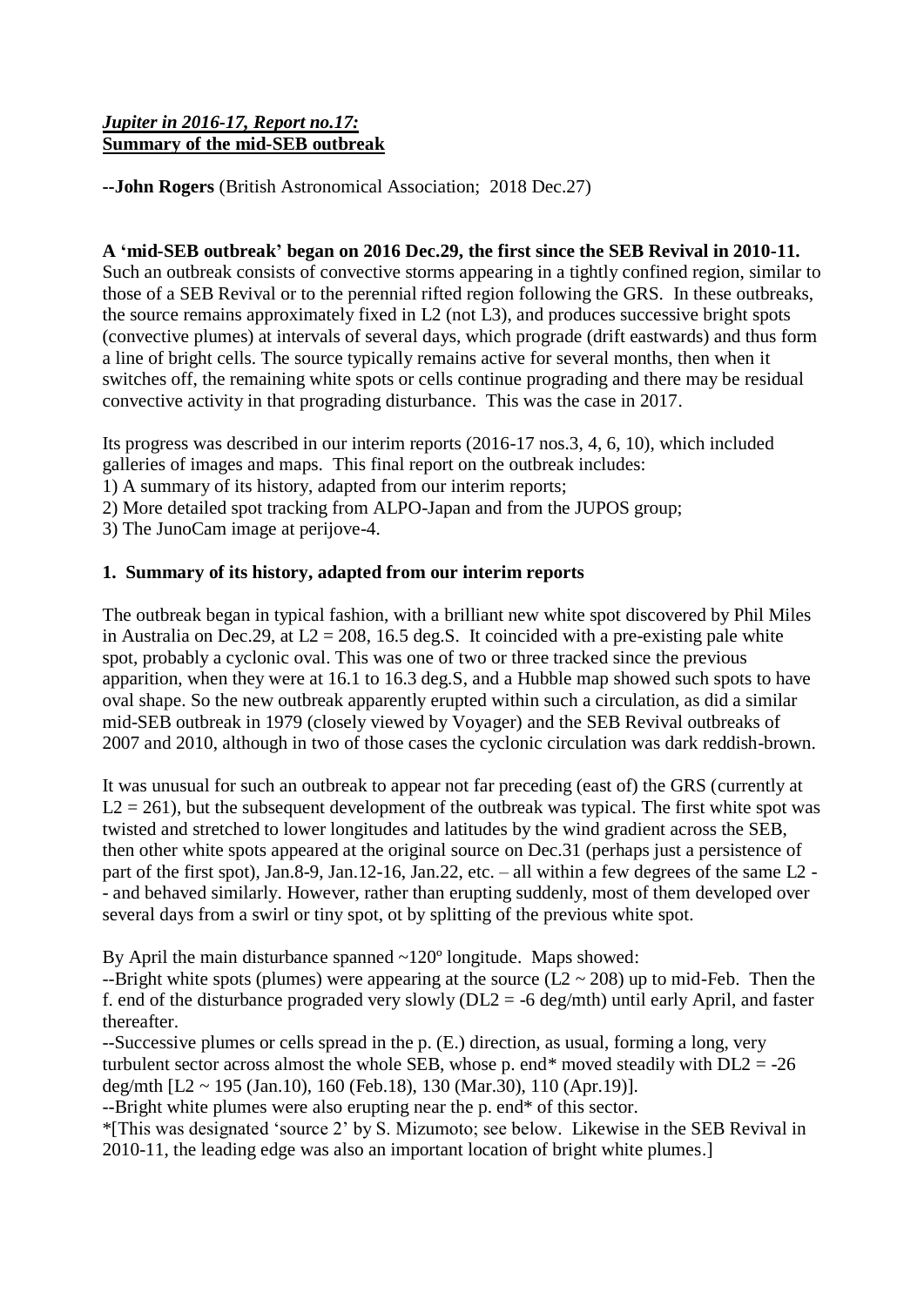## *Jupiter in 2016-17, Report no.17:*
## Summary of the mid-SEB outbreak

**--John Rogers** (British Astronomical Association; 2018 Dec.27)

**A 'mid-SEB outbreak' began on 2016 Dec.29, the first since the SEB Revival in 2010-11.** Such an outbreak consists of convective storms appearing in a tightly confined region, similar to those of a SEB Revival or to the perennial rifted region following the GRS. In these outbreaks, the source remains approximately fixed in L2 (not L3), and produces successive bright spots (convective plumes) at intervals of several days, which prograde (drift eastwards) and thus form a line of bright cells. The source typically remains active for several months, then when it switches off, the remaining white spots or cells continue prograding and there may be residual convective activity in that prograding disturbance. This was the case in 2017.

Its progress was described in our interim reports (2016-17 nos.3, 4, 6, 10), which included galleries of images and maps. This final report on the outbreak includes:
1) A summary of its history, adapted from our interim reports;
2) More detailed spot tracking from ALPO-Japan and from the JUPOS group;
3) The JunoCam image at perijove-4.

### 1. Summary of its history, adapted from our interim reports

The outbreak began in typical fashion, with a brilliant new white spot discovered by Phil Miles in Australia on Dec.29, at L2 = 208, 16.5 deg.S. It coincided with a pre-existing pale white spot, probably a cyclonic oval. This was one of two or three tracked since the previous apparition, when they were at 16.1 to 16.3 deg.S, and a Hubble map showed such spots to have oval shape. So the new outbreak apparently erupted within such a circulation, as did a similar mid-SEB outbreak in 1979 (closely viewed by Voyager) and the SEB Revival outbreaks of 2007 and 2010, although in two of those cases the cyclonic circulation was dark reddish-brown.

It was unusual for such an outbreak to appear not far preceding (east of) the GRS (currently at L2 = 261), but the subsequent development of the outbreak was typical. The first white spot was twisted and stretched to lower longitudes and latitudes by the wind gradient across the SEB, then other white spots appeared at the original source on Dec.31 (perhaps just a persistence of part of the first spot), Jan.8-9, Jan.12-16, Jan.22, etc. – all within a few degrees of the same L2 -- and behaved similarly. However, rather than erupting suddenly, most of them developed over several days from a swirl or tiny spot, ot by splitting of the previous white spot.

By April the main disturbance spanned ~120º longitude. Maps showed:
--Bright white spots (plumes) were appearing at the source (L2 ~ 208) up to mid-Feb. Then the f. end of the disturbance prograded very slowly (DL2 = -6 deg/mth) until early April, and faster thereafter.
--Successive plumes or cells spread in the p. (E.) direction, as usual, forming a long, very turbulent sector across almost the whole SEB, whose p. end* moved steadily with DL2 = -26 deg/mth [L2 ~ 195 (Jan.10), 160 (Feb.18), 130 (Mar.30), 110 (Apr.19)].
--Bright white plumes were also erupting near the p. end* of this sector.
*[This was designated 'source 2' by S. Mizumoto; see below. Likewise in the SEB Revival in 2010-11, the leading edge was also an important location of bright white plumes.]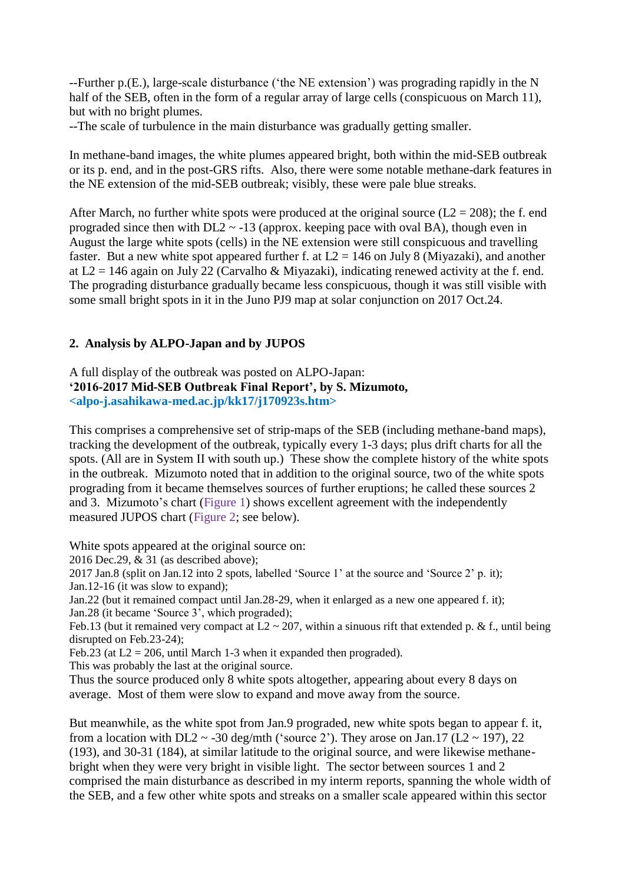--Further p.(E.), large-scale disturbance ('the NE extension') was prograding rapidly in the N half of the SEB, often in the form of a regular array of large cells (conspicuous on March 11), but with no bright plumes.
--The scale of turbulence in the main disturbance was gradually getting smaller.

In methane-band images, the white plumes appeared bright, both within the mid-SEB outbreak or its p. end, and in the post-GRS rifts. Also, there were some notable methane-dark features in the NE extension of the mid-SEB outbreak; visibly, these were pale blue streaks.

After March, no further white spots were produced at the original source (L2 = 208); the f. end prograded since then with DL2 ~ -13 (approx. keeping pace with oval BA), though even in August the large white spots (cells) in the NE extension were still conspicuous and travelling faster. But a new white spot appeared further f. at L2 = 146 on July 8 (Miyazaki), and another at L2 = 146 again on July 22 (Carvalho & Miyazaki), indicating renewed activity at the f. end. The prograding disturbance gradually became less conspicuous, though it was still visible with some small bright spots in it in the Juno PJ9 map at solar conjunction on 2017 Oct.24.

## 2. Analysis by ALPO-Japan and by JUPOS

A full display of the outbreak was posted on ALPO-Japan:
**'2016-2017 Mid-SEB Outbreak Final Report', by S. Mizumoto,**
**<alpo-j.asahikawa-med.ac.jp/kk17/j170923s.htm>**

This comprises a comprehensive set of strip-maps of the SEB (including methane-band maps), tracking the development of the outbreak, typically every 1-3 days; plus drift charts for all the spots. (All are in System II with south up.) These show the complete history of the white spots in the outbreak. Mizumoto noted that in addition to the original source, two of the white spots prograding from it became themselves sources of further eruptions; he called these sources 2 and 3. Mizumoto's chart (Figure 1) shows excellent agreement with the independently measured JUPOS chart (Figure 2; see below).

White spots appeared at the original source on:
2016 Dec.29, & 31 (as described above);
2017 Jan.8 (split on Jan.12 into 2 spots, labelled 'Source 1' at the source and 'Source 2' p. it);
Jan.12-16 (it was slow to expand);
Jan.22 (but it remained compact until Jan.28-29, when it enlarged as a new one appeared f. it);
Jan.28 (it became 'Source 3', which prograded);
Feb.13 (but it remained very compact at L2 ~ 207, within a sinuous rift that extended p. & f., until being disrupted on Feb.23-24);
Feb.23 (at L2 = 206, until March 1-3 when it expanded then prograded).
This was probably the last at the original source.
Thus the source produced only 8 white spots altogether, appearing about every 8 days on average. Most of them were slow to expand and move away from the source.

But meanwhile, as the white spot from Jan.9 prograded, new white spots began to appear f. it, from a location with DL2 ~ -30 deg/mth ('source 2'). They arose on Jan.17 (L2 ~ 197), 22 (193), and 30-31 (184), at similar latitude to the original source, and were likewise methane-bright when they were very bright in visible light. The sector between sources 1 and 2 comprised the main disturbance as described in my interm reports, spanning the whole width of the SEB, and a few other white spots and streaks on a smaller scale appeared within this sector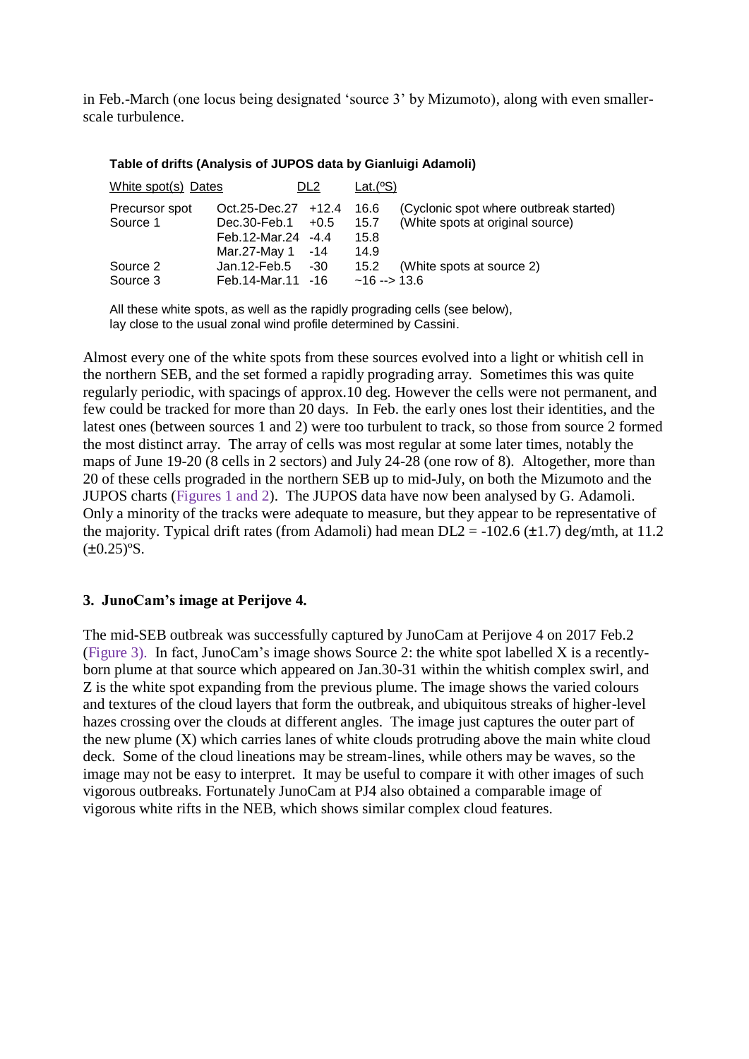in Feb.-March (one locus being designated 'source 3' by Mizumoto), along with even smaller-scale turbulence.

**Table of drifts (Analysis of JUPOS data by Gianluigi Adamoli)**

| White spot(s) | Dates | DL2 | Lat.(ºS) | |
|---|---|---|---|---|
| Precursor spot | Oct.25-Dec.27 | +12.4 | 16.6 | (Cyclonic spot where outbreak started) |
| Source 1 | Dec.30-Feb.1 | +0.5 | 15.7 | (White spots at original source) |
| | Feb.12-Mar.24 | -4.4 | 15.8 | |
| | Mar.27-May 1 | -14 | 14.9 | |
| Source 2 | Jan.12-Feb.5 | -30 | 15.2 | (White spots at source 2) |
| Source 3 | Feb.14-Mar.11 | -16 | ~16 --> 13.6 | |

All these white spots, as well as the rapidly prograding cells (see below), lay close to the usual zonal wind profile determined by Cassini.

Almost every one of the white spots from these sources evolved into a light or whitish cell in the northern SEB, and the set formed a rapidly prograding array. Sometimes this was quite regularly periodic, with spacings of approx.10 deg. However the cells were not permanent, and few could be tracked for more than 20 days. In Feb. the early ones lost their identities, and the latest ones (between sources 1 and 2) were too turbulent to track, so those from source 2 formed the most distinct array. The array of cells was most regular at some later times, notably the maps of June 19-20 (8 cells in 2 sectors) and July 24-28 (one row of 8). Altogether, more than 20 of these cells prograded in the northern SEB up to mid-July, on both the Mizumoto and the JUPOS charts (Figures 1 and 2). The JUPOS data have now been analysed by G. Adamoli. Only a minority of the tracks were adequate to measure, but they appear to be representative of the majority. Typical drift rates (from Adamoli) had mean DL2 = -102.6 (±1.7) deg/mth, at 11.2 (±0.25)ºS.

### 3. JunoCam's image at Perijove 4.

The mid-SEB outbreak was successfully captured by JunoCam at Perijove 4 on 2017 Feb.2 (Figure 3). In fact, JunoCam's image shows Source 2: the white spot labelled X is a recently-born plume at that source which appeared on Jan.30-31 within the whitish complex swirl, and Z is the white spot expanding from the previous plume. The image shows the varied colours and textures of the cloud layers that form the outbreak, and ubiquitous streaks of higher-level hazes crossing over the clouds at different angles. The image just captures the outer part of the new plume (X) which carries lanes of white clouds protruding above the main white cloud deck. Some of the cloud lineations may be stream-lines, while others may be waves, so the image may not be easy to interpret. It may be useful to compare it with other images of such vigorous outbreaks. Fortunately JunoCam at PJ4 also obtained a comparable image of vigorous white rifts in the NEB, which shows similar complex cloud features.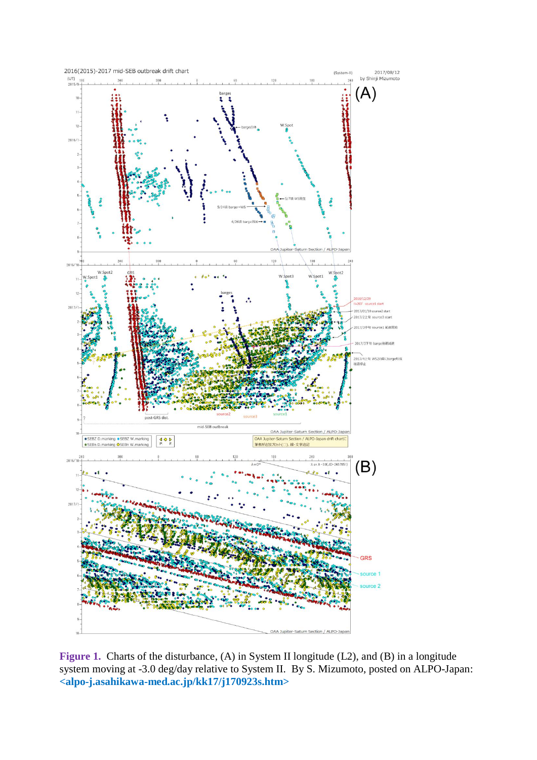**Figure 1.** Charts of the disturbance, (A) in System II longitude (L2), and (B) in a longitude system moving at -3.0 deg/day relative to System II. By S. Mizumoto, posted on ALPO-Japan: **<alpo-j.asahikawa-med.ac.jp/kk17/j170923s.htm>**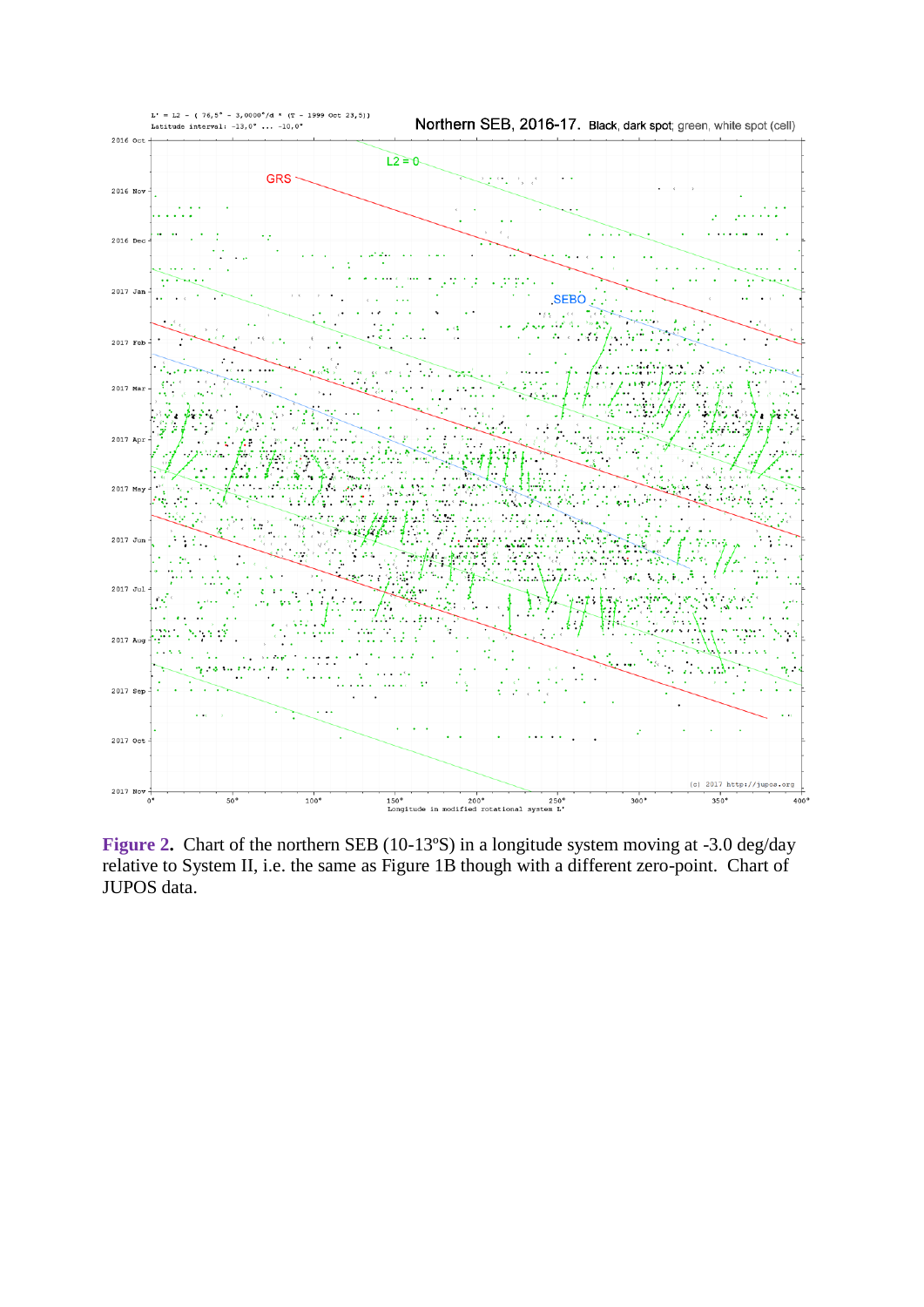Figure 2. Chart of the northern SEB (10-13ºS) in a longitude system moving at -3.0 deg/day relative to System II, i.e. the same as Figure 1B though with a different zero-point. Chart of JUPOS data.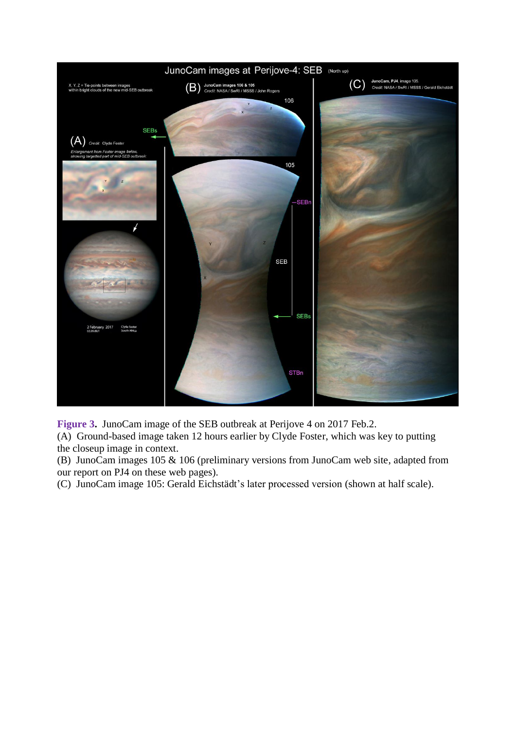**Figure 3.** JunoCam image of the SEB outbreak at Perijove 4 on 2017 Feb.2.

(A) Ground-based image taken 12 hours earlier by Clyde Foster, which was key to putting the closeup image in context.

(B) JunoCam images 105 & 106 (preliminary versions from JunoCam web site, adapted from our report on PJ4 on these web pages).

(C) JunoCam image 105: Gerald Eichstädt's later processed version (shown at half scale).